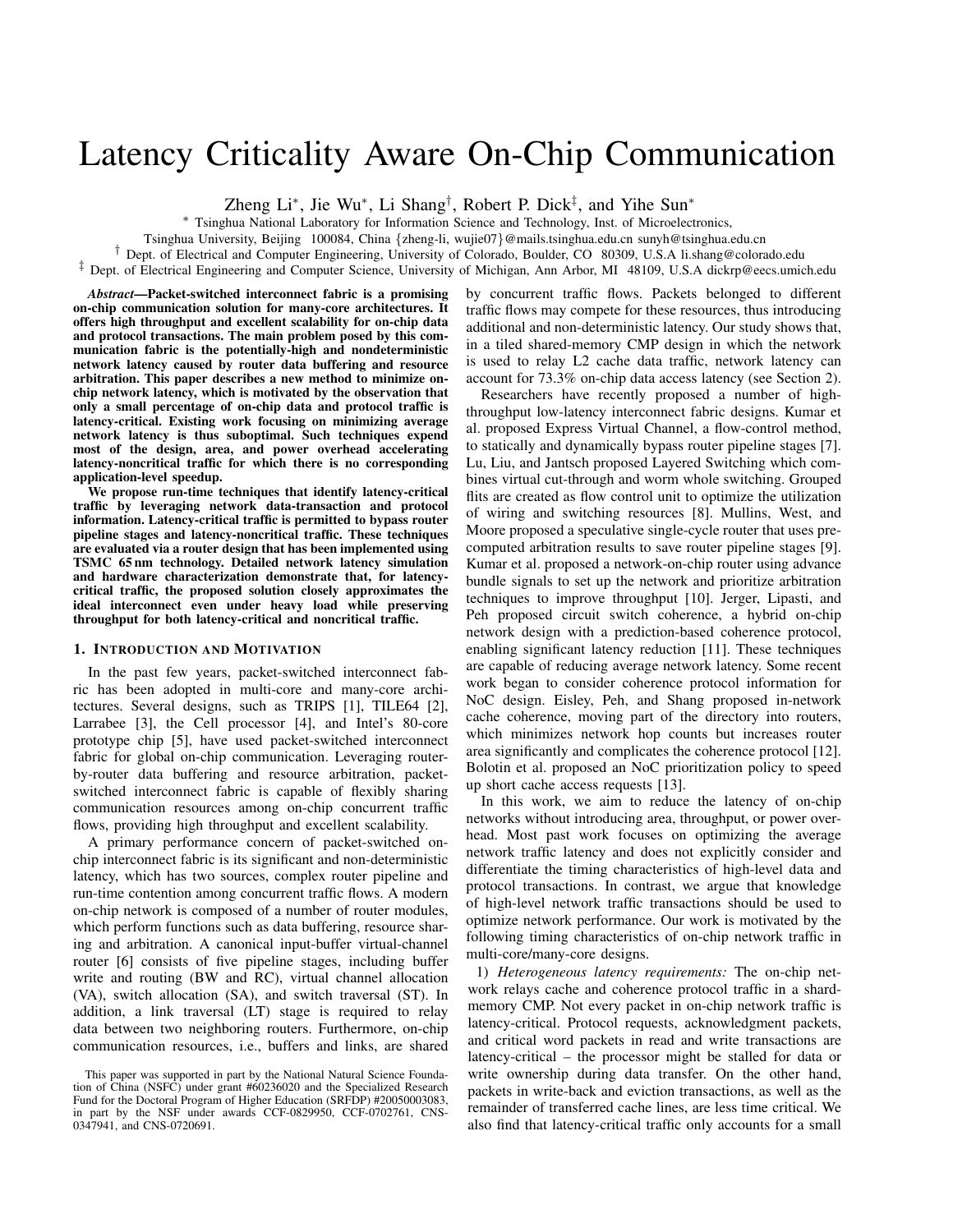# Latency Criticality Aware On-Chip Communication

Zheng Li*, Jie Wu*, Li Shang†, Robert P. Dick‡, and Yihe Sun*

\* Tsinghua National Laboratory for Information Science and Technology, Inst. of Microelectronics, Tsinghua University, Beijing 100084, China {zheng-li, wujie07}@mails.tsinghua.edu.cn sunyh@tsinghua.edu.cn

† Dept. of Electrical and Computer Engineering, University of Colorado, Boulder, CO 80309, U.S.A li.shang@colorado.edu

‡ Dept. of Electrical Engineering and Computer Science, University of Michigan, Ann Arbor, MI 48109, U.S.A dickrp@eecs.umich.edu

***Abstract*—Packet-switched interconnect fabric is a promising on-chip communication solution for many-core architectures. It offers high throughput and excellent scalability for on-chip data and protocol transactions. The main problem posed by this communication fabric is the potentially-high and nondeterministic network latency caused by router data buffering and resource arbitration. This paper describes a new method to minimize on-chip network latency, which is motivated by the observation that only a small percentage of on-chip data and protocol traffic is latency-critical. Existing work focusing on minimizing average network latency is thus suboptimal. Such techniques expend most of the design, area, and power overhead accelerating latency-noncritical traffic for which there is no corresponding application-level speedup.**

**We propose run-time techniques that identify latency-critical traffic by leveraging network data-transaction and protocol information. Latency-critical traffic is permitted to bypass router pipeline stages and latency-noncritical traffic. These techniques are evaluated via a router design that has been implemented using TSMC 65 nm technology. Detailed network latency simulation and hardware characterization demonstrate that, for latency-critical traffic, the proposed solution closely approximates the ideal interconnect even under heavy load while preserving throughput for both latency-critical and noncritical traffic.**

## 1. Introduction and Motivation

In the past few years, packet-switched interconnect fabric has been adopted in multi-core and many-core architectures. Several designs, such as TRIPS [1], TILE64 [2], Larrabee [3], the Cell processor [4], and Intel's 80-core prototype chip [5], have used packet-switched interconnect fabric for global on-chip communication. Leveraging router-by-router data buffering and resource arbitration, packet-switched interconnect fabric is capable of flexibly sharing communication resources among on-chip concurrent traffic flows, providing high throughput and excellent scalability.

A primary performance concern of packet-switched on-chip interconnect fabric is its significant and non-deterministic latency, which has two sources, complex router pipeline and run-time contention among concurrent traffic flows. A modern on-chip network is composed of a number of router modules, which perform functions such as data buffering, resource sharing and arbitration. A canonical input-buffer virtual-channel router [6] consists of five pipeline stages, including buffer write and routing (BW and RC), virtual channel allocation (VA), switch allocation (SA), and switch traversal (ST). In addition, a link traversal (LT) stage is required to relay data between two neighboring routers. Furthermore, on-chip communication resources, i.e., buffers and links, are shared by concurrent traffic flows. Packets belonged to different traffic flows may compete for these resources, thus introducing additional and non-deterministic latency. Our study shows that, in a tiled shared-memory CMP design in which the network is used to relay L2 cache data traffic, network latency can account for 73.3% on-chip data access latency (see Section 2).

Researchers have recently proposed a number of high-throughput low-latency interconnect fabric designs. Kumar et al. proposed Express Virtual Channel, a flow-control method, to statically and dynamically bypass router pipeline stages [7]. Lu, Liu, and Jantsch proposed Layered Switching which combines virtual cut-through and worm whole switching. Grouped flits are created as flow control unit to optimize the utilization of wiring and switching resources [8]. Mullins, West, and Moore proposed a speculative single-cycle router that uses pre-computed arbitration results to save router pipeline stages [9]. Kumar et al. proposed a network-on-chip router using advance bundle signals to set up the network and prioritize arbitration techniques to improve throughput [10]. Jerger, Lipasti, and Peh proposed circuit switch coherence, a hybrid on-chip network design with a prediction-based coherence protocol, enabling significant latency reduction [11]. These techniques are capable of reducing average network latency. Some recent work began to consider coherence protocol information for NoC design. Eisley, Peh, and Shang proposed in-network cache coherence, moving part of the directory into routers, which minimizes network hop counts but increases router area significantly and complicates the coherence protocol [12]. Bolotin et al. proposed an NoC prioritization policy to speed up short cache access requests [13].

In this work, we aim to reduce the latency of on-chip networks without introducing area, throughput, or power overhead. Most past work focuses on optimizing the average network traffic latency and does not explicitly consider and differentiate the timing characteristics of high-level data and protocol transactions. In contrast, we argue that knowledge of high-level network traffic transactions should be used to optimize network performance. Our work is motivated by the following timing characteristics of on-chip network traffic in multi-core/many-core designs.

1) *Heterogeneous latency requirements:* The on-chip network relays cache and coherence protocol traffic in a shard-memory CMP. Not every packet in on-chip network traffic is latency-critical. Protocol requests, acknowledgment packets, and critical word packets in read and write transactions are latency-critical – the processor might be stalled for data or write ownership during data transfer. On the other hand, packets in write-back and eviction transactions, as well as the remainder of transferred cache lines, are less time critical. We also find that latency-critical traffic only accounts for a small

This paper was supported in part by the National Natural Science Foundation of China (NSFC) under grant #60236020 and the Specialized Research Fund for the Doctoral Program of Higher Education (SRFDP) #20050003083, in part by the NSF under awards CCF-0829950, CCF-0702761, CNS-0347941, and CNS-0720691.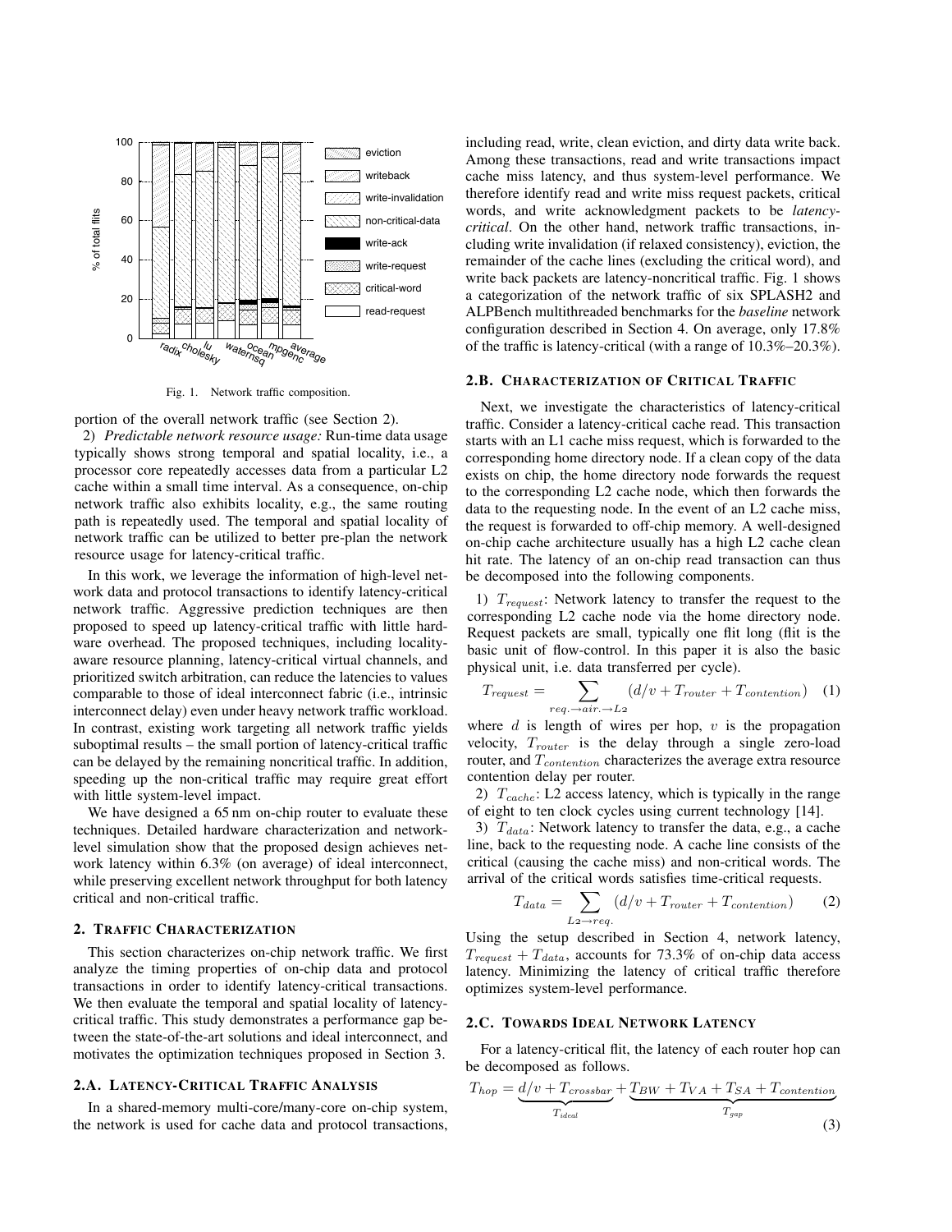Fig. 1. Network traffic composition.

portion of the overall network traffic (see Section 2).

2) *Predictable network resource usage:* Run-time data usage typically shows strong temporal and spatial locality, i.e., a processor core repeatedly accesses data from a particular L2 cache within a small time interval. As a consequence, on-chip network traffic also exhibits locality, e.g., the same routing path is repeatedly used. The temporal and spatial locality of network traffic can be utilized to better pre-plan the network resource usage for latency-critical traffic.

In this work, we leverage the information of high-level network data and protocol transactions to identify latency-critical network traffic. Aggressive prediction techniques are then proposed to speed up latency-critical traffic with little hardware overhead. The proposed techniques, including locality-aware resource planning, latency-critical virtual channels, and prioritized switch arbitration, can reduce the latencies to values comparable to those of ideal interconnect fabric (i.e., intrinsic interconnect delay) even under heavy network traffic workload. In contrast, existing work targeting all network traffic yields suboptimal results – the small portion of latency-critical traffic can be delayed by the remaining noncritical traffic. In addition, speeding up the non-critical traffic may require great effort with little system-level impact.

We have designed a 65 nm on-chip router to evaluate these techniques. Detailed hardware characterization and network-level simulation show that the proposed design achieves network latency within 6.3% (on average) of ideal interconnect, while preserving excellent network throughput for both latency critical and non-critical traffic.

## 2. Traffic Characterization

This section characterizes on-chip network traffic. We first analyze the timing properties of on-chip data and protocol transactions in order to identify latency-critical transactions. We then evaluate the temporal and spatial locality of latency-critical traffic. This study demonstrates a performance gap between the state-of-the-art solutions and ideal interconnect, and motivates the optimization techniques proposed in Section 3.

### 2.A. Latency-Critical Traffic Analysis

In a shared-memory multi-core/many-core on-chip system, the network is used for cache data and protocol transactions, including read, write, clean eviction, and dirty data write back. Among these transactions, read and write transactions impact cache miss latency, and thus system-level performance. We therefore identify read and write miss request packets, critical words, and write acknowledgment packets to be *latency-critical*. On the other hand, network traffic transactions, including write invalidation (if relaxed consistency), eviction, the remainder of the cache lines (excluding the critical word), and write back packets are latency-noncritical traffic. Fig. 1 shows a categorization of the network traffic of six SPLASH2 and ALPBench multithreaded benchmarks for the *baseline* network configuration described in Section 4. On average, only 17.8% of the traffic is latency-critical (with a range of 10.3%–20.3%).

### 2.B. Characterization of Critical Traffic

Next, we investigate the characteristics of latency-critical traffic. Consider a latency-critical cache read. This transaction starts with an L1 cache miss request, which is forwarded to the corresponding home directory node. If a clean copy of the data exists on chip, the home directory node forwards the request to the corresponding L2 cache node, which then forwards the data to the requesting node. In the event of an L2 cache miss, the request is forwarded to off-chip memory. A well-designed on-chip cache architecture usually has a high L2 cache clean hit rate. The latency of an on-chip read transaction can thus be decomposed into the following components.

1) $T_{request}$: Network latency to transfer the request to the corresponding L2 cache node via the home directory node. Request packets are small, typically one flit long (flit is the basic unit of flow-control. In this paper it is also the basic physical unit, i.e. data transferred per cycle).

$$T_{request} = \sum_{req. \to dir. \to L2} (d/v + T_{router} + T_{contention}) \quad (1)$$

where $d$ is length of wires per hop, $v$ is the propagation velocity, $T_{router}$ is the delay through a single zero-load router, and $T_{contention}$ characterizes the average extra resource contention delay per router.

2) $T_{cache}$: L2 access latency, which is typically in the range of eight to ten clock cycles using current technology [14].

3) $T_{data}$: Network latency to transfer the data, e.g., a cache line, back to the requesting node. A cache line consists of the critical (causing the cache miss) and non-critical words. The arrival of the critical words satisfies time-critical requests.

$$T_{data} = \sum_{L2 \to req.} (d/v + T_{router} + T_{contention}) \quad (2)$$

Using the setup described in Section 4, network latency, $T_{request} + T_{data}$, accounts for 73.3% of on-chip data access latency. Minimizing the latency of critical traffic therefore optimizes system-level performance.

### 2.C. Towards Ideal Network Latency

For a latency-critical flit, the latency of each router hop can be decomposed as follows.

$$T_{hop} = \underbrace{d/v + T_{crossbar}}_{T_{ideal}} + \underbrace{T_{BW} + T_{VA} + T_{SA} + T_{contention}}_{T_{gap}} \quad (3)$$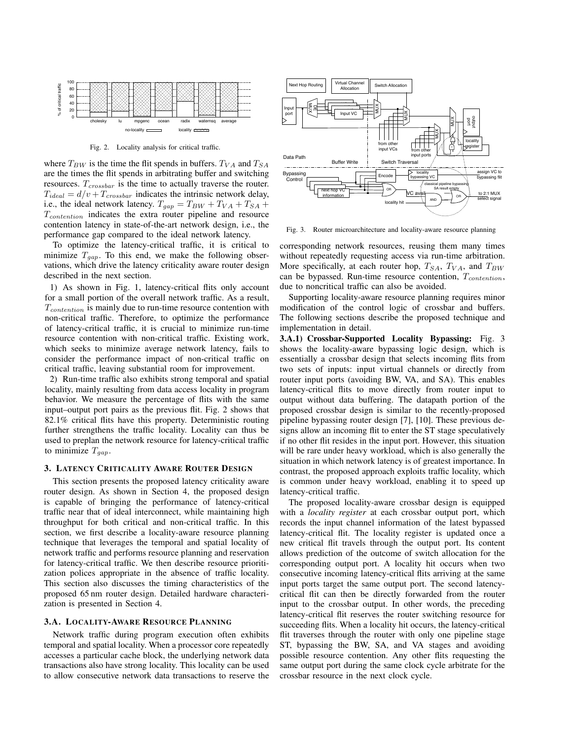Fig. 2. Locality analysis for critical traffic.

where $T_{BW}$ is the time the flit spends in buffers. $T_{VA}$ and $T_{SA}$ are the times the flit spends in arbitrating buffer and switching resources. $T_{crossbar}$ is the time to actually traverse the router. $T_{ideal} = d/v + T_{crossbar}$ indicates the intrinsic network delay, i.e., the ideal network latency. $T_{gap} = T_{BW} + T_{VA} + T_{SA} + T_{contention}$ indicates the extra router pipeline and resource contention latency in state-of-the-art network design, i.e., the performance gap compared to the ideal network latency.

To optimize the latency-critical traffic, it is critical to minimize $T_{gap}$. To this end, we make the following observations, which drive the latency criticality aware router design described in the next section.

1) As shown in Fig. 1, latency-critical flits only account for a small portion of the overall network traffic. As a result, $T_{contention}$ is mainly due to run-time resource contention with non-critical traffic. Therefore, to optimize the performance of latency-critical traffic, it is crucial to minimize run-time resource contention with non-critical traffic. Existing work, which seeks to minimize average network latency, fails to consider the performance impact of non-critical traffic on critical traffic, leaving substantial room for improvement.

2) Run-time traffic also exhibits strong temporal and spatial locality, mainly resulting from data access locality in program behavior. We measure the percentage of flits with the same input–output port pairs as the previous flit. Fig. 2 shows that 82.1% critical flits have this property. Deterministic routing further strengthens the traffic locality. Locality can thus be used to preplan the network resource for latency-critical traffic to minimize $T_{gap}$.

## 3. Latency Criticality Aware Router Design

This section presents the proposed latency criticality aware router design. As shown in Section 4, the proposed design is capable of bringing the performance of latency-critical traffic near that of ideal interconnect, while maintaining high throughput for both critical and non-critical traffic. In this section, we first describe a locality-aware resource planning technique that leverages the temporal and spatial locality of network traffic and performs resource planning and reservation for latency-critical traffic. We then describe resource prioritization polices appropriate in the absence of traffic locality. This section also discusses the timing characteristics of the proposed 65 nm router design. Detailed hardware characterization is presented in Section 4.

### 3.A. Locality-Aware Resource Planning

Network traffic during program execution often exhibits temporal and spatial locality. When a processor core repeatedly accesses a particular cache block, the underlying network data transactions also have strong locality. This locality can be used to allow consecutive network data transactions to reserve the corresponding network resources, reusing them many times without repeatedly requesting access via run-time arbitration. More specifically, at each router hop, $T_{SA}$, $T_{VA}$, and $T_{BW}$ can be bypassed. Run-time resource contention, $T_{contention}$, due to noncritical traffic can also be avoided.

Fig. 3. Router microarchitecture and locality-aware resource planning

Supporting locality-aware resource planning requires minor modification of the control logic of crossbar and buffers. The following sections describe the proposed technique and implementation in detail.

**3.A.1) Crossbar-Supported Locality Bypassing:** Fig. 3 shows the locality-aware bypassing logic design, which is essentially a crossbar design that selects incoming flits from two sets of inputs: input virtual channels or directly from router input ports (avoiding BW, VA, and SA). This enables latency-critical flits to move directly from router input to output without data buffering. The datapath portion of the proposed crossbar design is similar to the recently-proposed pipeline bypassing router design [7], [10]. These previous designs allow an incoming flit to enter the ST stage speculatively if no other flit resides in the input port. However, this situation will be rare under heavy workload, which is also generally the situation in which network latency is of greatest importance. In contrast, the proposed approach exploits traffic locality, which is common under heavy workload, enabling it to speed up latency-critical traffic.

The proposed locality-aware crossbar design is equipped with a *locality register* at each crossbar output port, which records the input channel information of the latest bypassed latency-critical flit. The locality register is updated once a new critical flit travels through the output port. Its content allows prediction of the outcome of switch allocation for the corresponding output port. A locality hit occurs when two consecutive incoming latency-critical flits arriving at the same input ports target the same output port. The second latency-critical flit can then be directly forwarded from the router input to the crossbar output. In other words, the preceding latency-critical flit reserves the router switching resource for succeeding flits. When a locality hit occurs, the latency-critical flit traverses through the router with only one pipeline stage ST, bypassing the BW, SA, and VA stages and avoiding possible resource contention. Any other flits requesting the same output port during the same clock cycle arbitrate for the crossbar resource in the next clock cycle.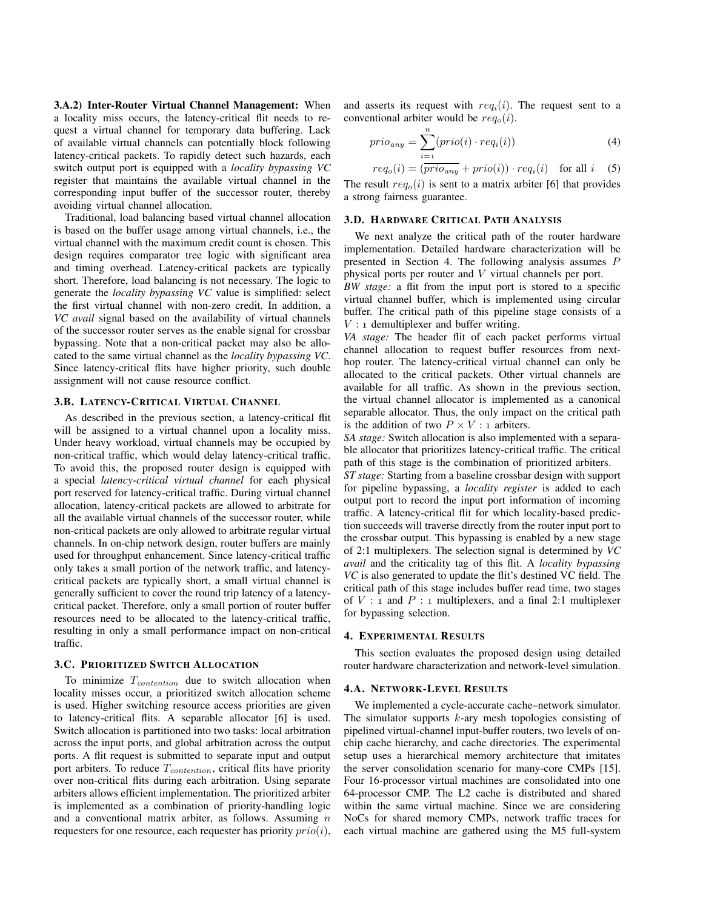**3.A.2) Inter-Router Virtual Channel Management:** When a locality miss occurs, the latency-critical flit needs to request a virtual channel for temporary data buffering. Lack of available virtual channels can potentially block following latency-critical packets. To rapidly detect such hazards, each switch output port is equipped with a *locality bypassing VC* register that maintains the available virtual channel in the corresponding input buffer of the successor router, thereby avoiding virtual channel allocation.

Traditional, load balancing based virtual channel allocation is based on the buffer usage among virtual channels, i.e., the virtual channel with the maximum credit count is chosen. This design requires comparator tree logic with significant area and timing overhead. Latency-critical packets are typically short. Therefore, load balancing is not necessary. The logic to generate the *locality bypassing VC* value is simplified: select the first virtual channel with non-zero credit. In addition, a *VC avail* signal based on the availability of virtual channels of the successor router serves as the enable signal for crossbar bypassing. Note that a non-critical packet may also be allocated to the same virtual channel as the *locality bypassing VC*. Since latency-critical flits have higher priority, such double assignment will not cause resource conflict.

### 3.B. Latency-Critical Virtual Channel

As described in the previous section, a latency-critical flit will be assigned to a virtual channel upon a locality miss. Under heavy workload, virtual channels may be occupied by non-critical traffic, which would delay latency-critical traffic. To avoid this, the proposed router design is equipped with a special *latency-critical virtual channel* for each physical port reserved for latency-critical traffic. During virtual channel allocation, latency-critical packets are allowed to arbitrate for all the available virtual channels of the successor router, while non-critical packets are only allowed to arbitrate regular virtual channels. In on-chip network design, router buffers are mainly used for throughput enhancement. Since latency-critical traffic only takes a small portion of the network traffic, and latency-critical packets are typically short, a small virtual channel is generally sufficient to cover the round trip latency of a latency-critical packet. Therefore, only a small portion of router buffer resources need to be allocated to the latency-critical traffic, resulting in only a small performance impact on non-critical traffic.

### 3.C. Prioritized Switch Allocation

To minimize $T_{contention}$ due to switch allocation when locality misses occur, a prioritized switch allocation scheme is used. Higher switching resource access priorities are given to latency-critical flits. A separable allocator [6] is used. Switch allocation is partitioned into two tasks: local arbitration across the input ports, and global arbitration across the output ports. A flit request is submitted to separate input and output port arbiters. To reduce $T_{contention}$, critical flits have priority over non-critical flits during each arbitration. Using separate arbiters allows efficient implementation. The prioritized arbiter is implemented as a combination of priority-handling logic and a conventional matrix arbiter, as follows. Assuming $n$ requesters for one resource, each requester has priority $prio(i)$, and asserts its request with $req_i(i)$. The request sent to a conventional arbiter would be $req_o(i)$.

$$prio_{any} = \sum_{i=1}^{n} (prio(i) \cdot req_i(i)) \qquad (4)$$

$$req_o(i) = (\overline{prio_{any}} + prio(i)) \cdot req_i(i) \quad \text{for all } i \qquad (5)$$

The result $req_o(i)$ is sent to a matrix arbiter [6] that provides a strong fairness guarantee.

### 3.D. Hardware Critical Path Analysis

We next analyze the critical path of the router hardware implementation. Detailed hardware characterization will be presented in Section 4. The following analysis assumes $P$ physical ports per router and $V$ virtual channels per port.

*BW stage:* a flit from the input port is stored to a specific virtual channel buffer, which is implemented using circular buffer. The critical path of this pipeline stage consists of a $V:1$ demultiplexer and buffer writing.

*VA stage:* The header flit of each packet performs virtual channel allocation to request buffer resources from next-hop router. The latency-critical virtual channel can only be allocated to the critical packets. Other virtual channels are available for all traffic. As shown in the previous section, the virtual channel allocator is implemented as a canonical separable allocator. Thus, the only impact on the critical path is the addition of two $P \times V : 1$ arbiters.

*SA stage:* Switch allocation is also implemented with a separable allocator that prioritizes latency-critical traffic. The critical path of this stage is the combination of prioritized arbiters.

*ST stage:* Starting from a baseline crossbar design with support for pipeline bypassing, a *locality register* is added to each output port to record the input port information of incoming traffic. A latency-critical flit for which locality-based prediction succeeds will traverse directly from the router input port to the crossbar output. This bypassing is enabled by a new stage of 2:1 multiplexers. The selection signal is determined by *VC avail* and the criticality tag of this flit. A *locality bypassing VC* is also generated to update the flit's destined VC field. The critical path of this stage includes buffer read time, two stages of $V:1$ and $P:1$ multiplexers, and a final 2:1 multiplexer for bypassing selection.

## 4. Experimental Results

This section evaluates the proposed design using detailed router hardware characterization and network-level simulation.

### 4.A. Network-Level Results

We implemented a cycle-accurate cache–network simulator. The simulator supports $k$-ary mesh topologies consisting of pipelined virtual-channel input-buffer routers, two levels of on-chip cache hierarchy, and cache directories. The experimental setup uses a hierarchical memory architecture that imitates the server consolidation scenario for many-core CMPs [15]. Four 16-processor virtual machines are consolidated into one 64-processor CMP. The L2 cache is distributed and shared within the same virtual machine. Since we are considering NoCs for shared memory CMPs, network traffic traces for each virtual machine are gathered using the M5 full-system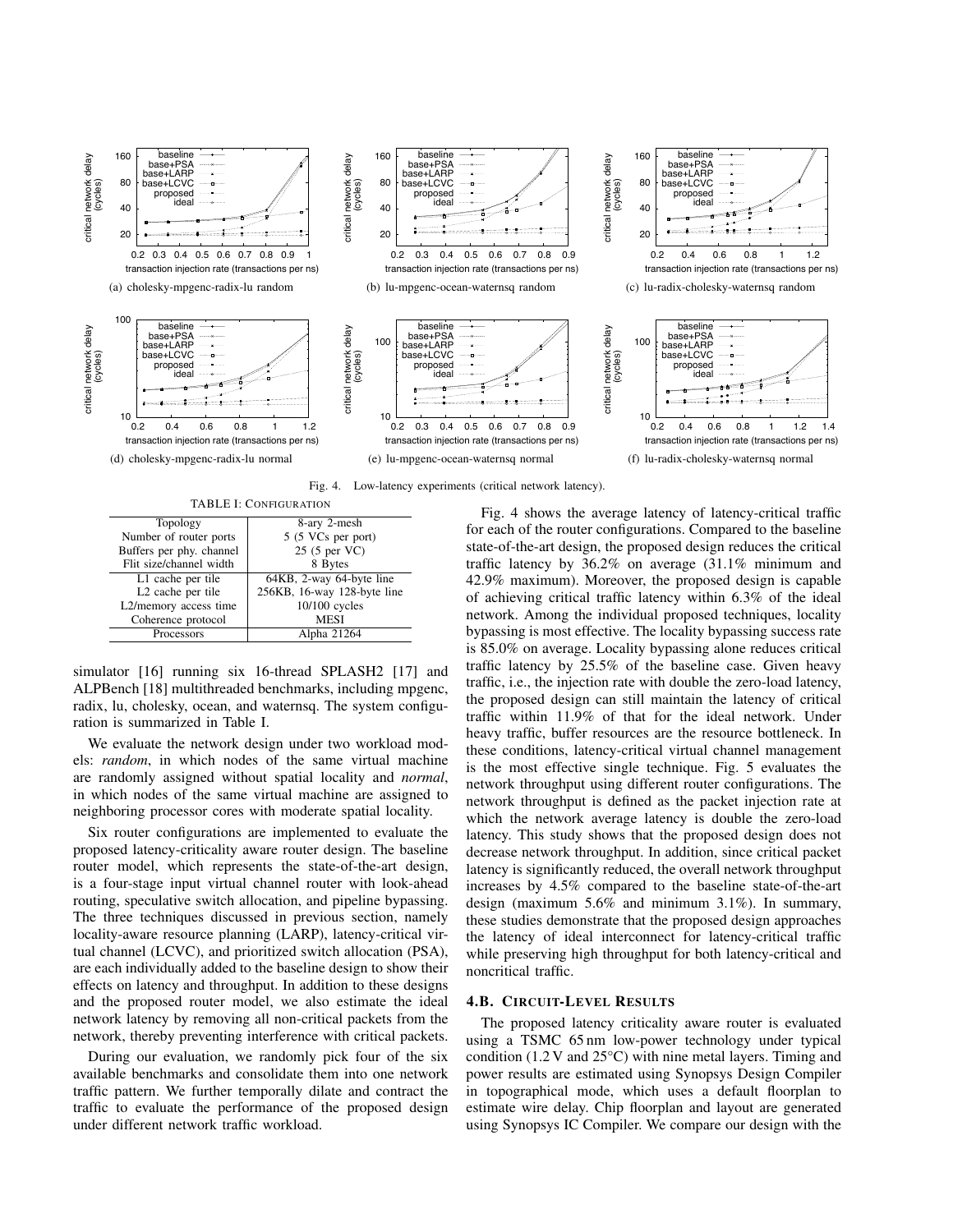(a) cholesky-mpgenc-radix-lu random

(b) lu-mpgenc-ocean-waternsq random

(c) lu-radix-cholesky-waternsq random

(d) cholesky-mpgenc-radix-lu normal

(e) lu-mpgenc-ocean-waternsq normal

(f) lu-radix-cholesky-waternsq normal

Fig. 4. Low-latency experiments (critical network latency).

TABLE I: CONFIGURATION

| Topology | 8-ary 2-mesh |
|---|---|
| Number of router ports | 5 (5 VCs per port) |
| Buffers per phy. channel | 25 (5 per VC) |
| Flit size/channel width | 8 Bytes |
| L1 cache per tile | 64KB, 2-way 64-byte line |
| L2 cache per tile | 256KB, 16-way 128-byte line |
| L2/memory access time | 10/100 cycles |
| Coherence protocol | MESI |
| Processors | Alpha 21264 |

simulator [16] running six 16-thread SPLASH2 [17] and ALPBench [18] multithreaded benchmarks, including mpgenc, radix, lu, cholesky, ocean, and waternsq. The system configuration is summarized in Table I.

We evaluate the network design under two workload models: *random*, in which nodes of the same virtual machine are randomly assigned without spatial locality and *normal*, in which nodes of the same virtual machine are assigned to neighboring processor cores with moderate spatial locality.

Six router configurations are implemented to evaluate the proposed latency-criticality aware router design. The baseline router model, which represents the state-of-the-art design, is a four-stage input virtual channel router with look-ahead routing, speculative switch allocation, and pipeline bypassing. The three techniques discussed in previous section, namely locality-aware resource planning (LARP), latency-critical virtual channel (LCVC), and prioritized switch allocation (PSA), are each individually added to the baseline design to show their effects on latency and throughput. In addition to these designs and the proposed router model, we also estimate the ideal network latency by removing all non-critical packets from the network, thereby preventing interference with critical packets.

During our evaluation, we randomly pick four of the six available benchmarks and consolidate them into one network traffic pattern. We further temporally dilate and contract the traffic to evaluate the performance of the proposed design under different network traffic workload.

Fig. 4 shows the average latency of latency-critical traffic for each of the router configurations. Compared to the baseline state-of-the-art design, the proposed design reduces the critical traffic latency by 36.2% on average (31.1% minimum and 42.9% maximum). Moreover, the proposed design is capable of achieving critical traffic latency within 6.3% of the ideal network. Among the individual proposed techniques, locality bypassing is most effective. The locality bypassing success rate is 85.0% on average. Locality bypassing alone reduces critical traffic latency by 25.5% of the baseline case. Given heavy traffic, i.e., the injection rate with double the zero-load latency, the proposed design can still maintain the latency of critical traffic within 11.9% of that for the ideal network. Under heavy traffic, buffer resources are the resource bottleneck. In these conditions, latency-critical virtual channel management is the most effective single technique. Fig. 5 evaluates the network throughput using different router configurations. The network throughput is defined as the packet injection rate at which the network average latency is double the zero-load latency. This study shows that the proposed design does not decrease network throughput. In addition, since critical packet latency is significantly reduced, the overall network throughput increases by 4.5% compared to the baseline state-of-the-art design (maximum 5.6% and minimum 3.1%). In summary, these studies demonstrate that the proposed design approaches the latency of ideal interconnect for latency-critical traffic while preserving high throughput for both latency-critical and noncritical traffic.

### 4.B. CIRCUIT-LEVEL RESULTS

The proposed latency criticality aware router is evaluated using a TSMC 65 nm low-power technology under typical condition (1.2 V and 25°C) with nine metal layers. Timing and power results are estimated using Synopsys Design Compiler in topographical mode, which uses a default floorplan to estimate wire delay. Chip floorplan and layout are generated using Synopsys IC Compiler. We compare our design with the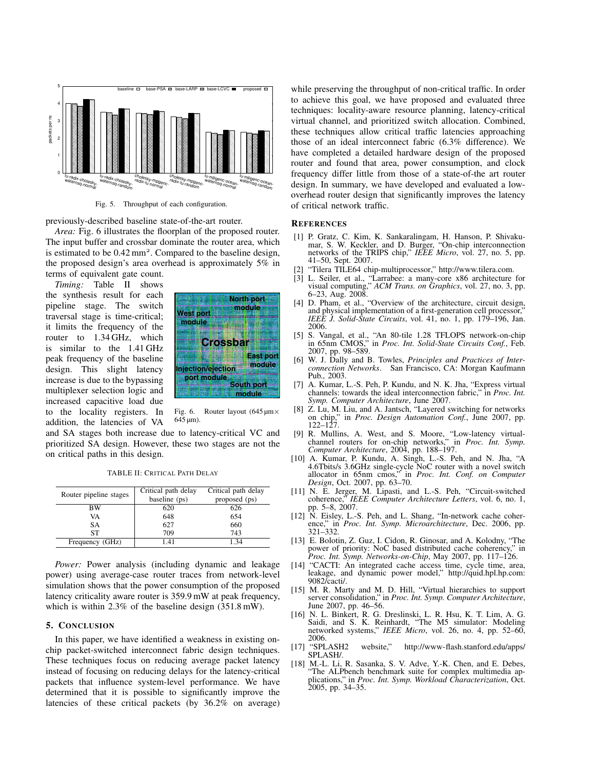5
4
3
2
1
0

packets per ns

baseline base-PSA base-LARP base-LCVC proposed

lu-radix-cholesky-watersq-normal
lu-radix-cholesky-watersq-random
cholesky-mpgenc-radix-lu-normal
cholesky-mpgenc-radix-lu-random
lu-mpgenc-ocean-watersq-normal
lu-mpgenc-ocean-watersq-random

Fig. 5. Throughput of each configuration.

previously-described baseline state-of-the-art router.

*Area:* Fig. 6 illustrates the floorplan of the proposed router. The input buffer and crossbar dominate the router area, which is estimated to be $0.42\,\text{mm}^2$. Compared to the baseline design, the proposed design's area overhead is approximately 5% in terms of equivalent gate count.

*Timing:* Table II shows the synthesis result for each pipeline stage. The switch traversal stage is time-critical; it limits the frequency of the router to 1.34 GHz, which is similar to the 1.41 GHz peak frequency of the baseline design. This slight latency increase is due to the bypassing multiplexer selection logic and increased capacitive load due to the locality registers. In addition, the latencies of VA and SA stages both increase due to latency-critical VC and prioritized SA design. However, these two stages are not the on critical paths in this design.

North port module
West port module
Crossbar
East port module
Injection/ejection port module
South port module

Fig. 6. Router layout ($645\,\mu\text{m} \times 645\,\mu\text{m}$).

TABLE II: Critical Path Delay

| Router pipeline stages | Critical path delay baseline (ps) | Critical path delay proposed (ps) |
|---|---|---|
| BW | 620 | 626 |
| VA | 648 | 654 |
| SA | 627 | 660 |
| ST | 709 | 743 |
| Frequency (GHz) | 1.41 | 1.34 |

*Power:* Power analysis (including dynamic and leakage power) using average-case router traces from network-level simulation shows that the power consumption of the proposed latency criticality aware router is 359.9 mW at peak frequency, which is within 2.3% of the baseline design (351.8 mW).

## 5. Conclusion

In this paper, we have identified a weakness in existing on-chip packet-switched interconnect fabric design techniques. These techniques focus on reducing average packet latency instead of focusing on reducing delays for the latency-critical packets that influence system-level performance. We have determined that it is possible to significantly improve the latencies of these critical packets (by 36.2% on average) while preserving the throughput of non-critical traffic. In order to achieve this goal, we have proposed and evaluated three techniques: locality-aware resource planning, latency-critical virtual channel, and prioritized switch allocation. Combined, these techniques allow critical traffic latencies approaching those of an ideal interconnect fabric (6.3% difference). We have completed a detailed hardware design of the proposed router and found that area, power consumption, and clock frequency differ little from those of a state-of-the art router design. In summary, we have developed and evaluated a low-overhead router design that significantly improves the latency of critical network traffic.

## References

[1] P. Gratz, C. Kim, K. Sankaralingam, H. Hanson, P. Shivakumar, S. W. Keckler, and D. Burger, "On-chip interconnection networks of the TRIPS chip," *IEEE Micro*, vol. 27, no. 5, pp. 41–50, Sept. 2007.

[2] "Tilera TILE64 chip-multiprocessor," http://www.tilera.com.

[3] L. Seiler, et al., "Larrabee: a many-core x86 architecture for visual computing," *ACM Trans. on Graphics*, vol. 27, no. 3, pp. 6–23, Aug. 2008.

[4] D. Pham, et al., "Overview of the architecture, circuit design, and physical implementation of a first-generation cell processor," *IEEE J. Solid-State Circuits*, vol. 41, no. 1, pp. 179–196, Jan. 2006.

[5] S. Vangal, et al., "An 80-tile 1.28 TFLOPS network-on-chip in 65nm CMOS," in *Proc. Int. Solid-State Circuits Conf.*, Feb. 2007, pp. 98–589.

[6] W. J. Dally and B. Towles, *Principles and Practices of Interconnection Networks*. San Francisco, CA: Morgan Kaufmann Pub., 2003.

[7] A. Kumar, L.-S. Peh, P. Kundu, and N. K. Jha, "Express virtual channels: towards the ideal interconnection fabric," in *Proc. Int. Symp. Computer Architecture*, June 2007.

[8] Z. Lu, M. Liu, and A. Jantsch, "Layered switching for networks on chip," in *Proc. Design Automation Conf.*, June 2007, pp. 122–127.

[9] R. Mullins, A. West, and S. Moore, "Low-latency virtual-channel routers for on-chip networks," in *Proc. Int. Symp. Computer Architecture*, 2004, pp. 188–197.

[10] A. Kumar, P. Kundu, A. Singh, L.-S. Peh, and N. Jha, "A 4.6Tbits/s 3.6GHz single-cycle NoC router with a novel switch allocator in 65nm cmos," in *Proc. Int. Conf. on Computer Design*, Oct. 2007, pp. 63–70.

[11] N. E. Jerger, M. Lipasti, and L.-S. Peh, "Circuit-switched coherence," *IEEE Computer Architecture Letters*, vol. 6, no. 1, pp. 5–8, 2007.

[12] N. Eisley, L.-S. Peh, and L. Shang, "In-network cache coherence," in *Proc. Int. Symp. Microarchitecture*, Dec. 2006, pp. 321–332.

[13] E. Bolotin, Z. Guz, I. Cidon, R. Ginosar, and A. Kolodny, "The power of priority: NoC based distributed cache coherency," in *Proc. Int. Symp. Networks-on-Chip*, May 2007, pp. 117–126.

[14] "CACTI: An integrated cache access time, cycle time, area, leakage, and dynamic power model," http://quid.hpl.hp.com:9082/cacti/.

[15] M. R. Marty and M. D. Hill, "Virtual hierarchies to support server consolidation," in *Proc. Int. Symp. Computer Architecture*, June 2007, pp. 46–56.

[16] N. L. Binkert, R. G. Dreslinski, L. R. Hsu, K. T. Lim, A. G. Saidi, and S. K. Reinhardt, "The M5 simulator: Modeling networked systems," *IEEE Micro*, vol. 26, no. 4, pp. 52–60, 2006.

[17] "SPLASH2 website," http://www-flash.stanford.edu/apps/SPLASH/.

[18] M.-L. Li, R. Sasanka, S. V. Adve, Y.-K. Chen, and E. Debes, "The ALPbench benchmark suite for complex multimedia applications," in *Proc. Int. Symp. Workload Characterization*, Oct. 2005, pp. 34–35.